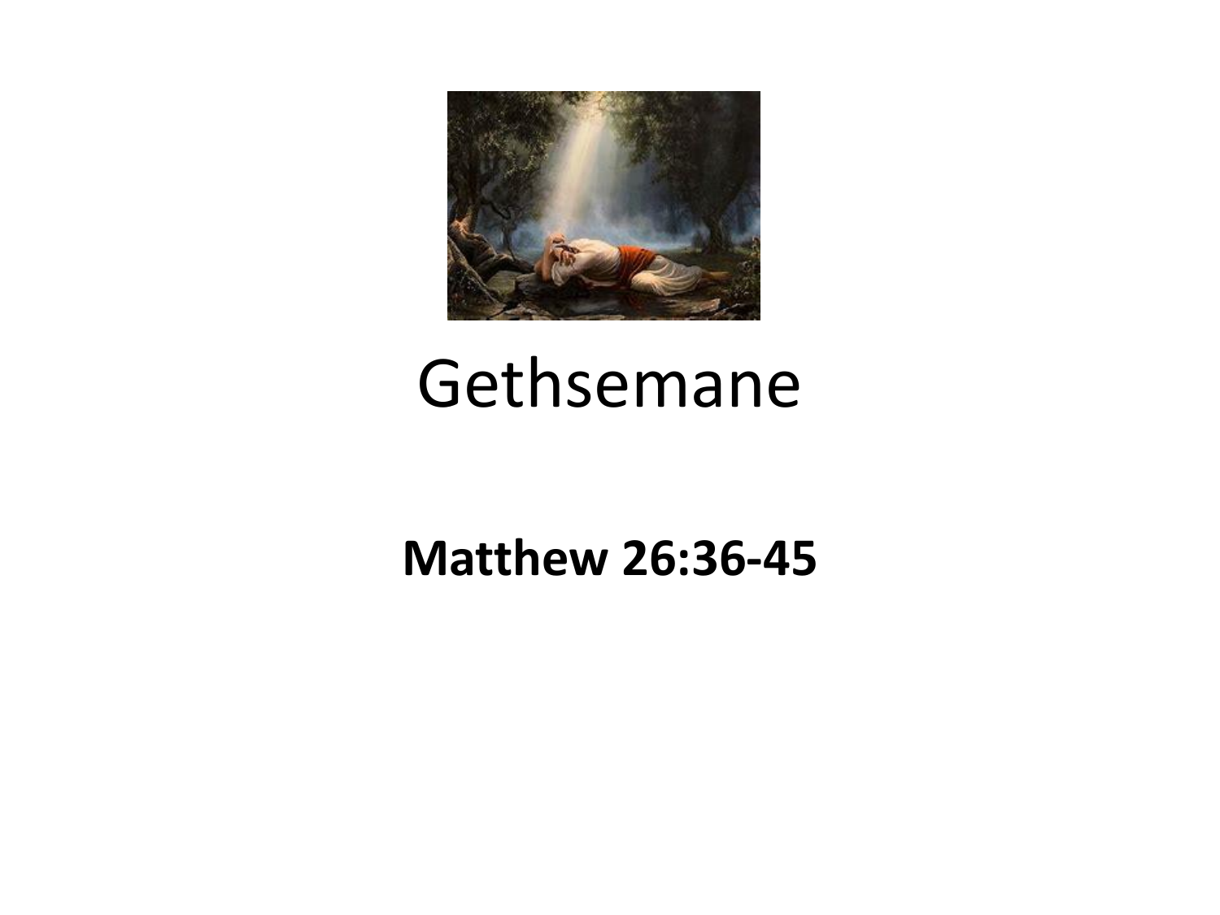# Gethsemane

**Matthew 26:36-45**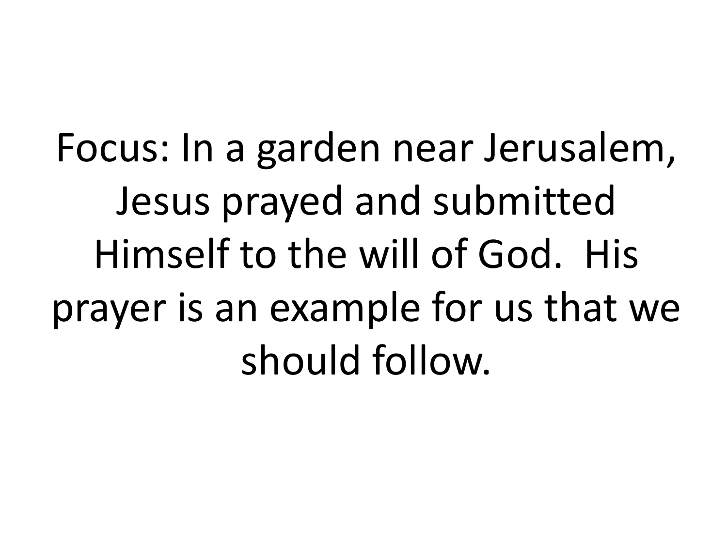Focus: In a garden near Jerusalem, Jesus prayed and submitted Himself to the will of God. His prayer is an example for us that we should follow.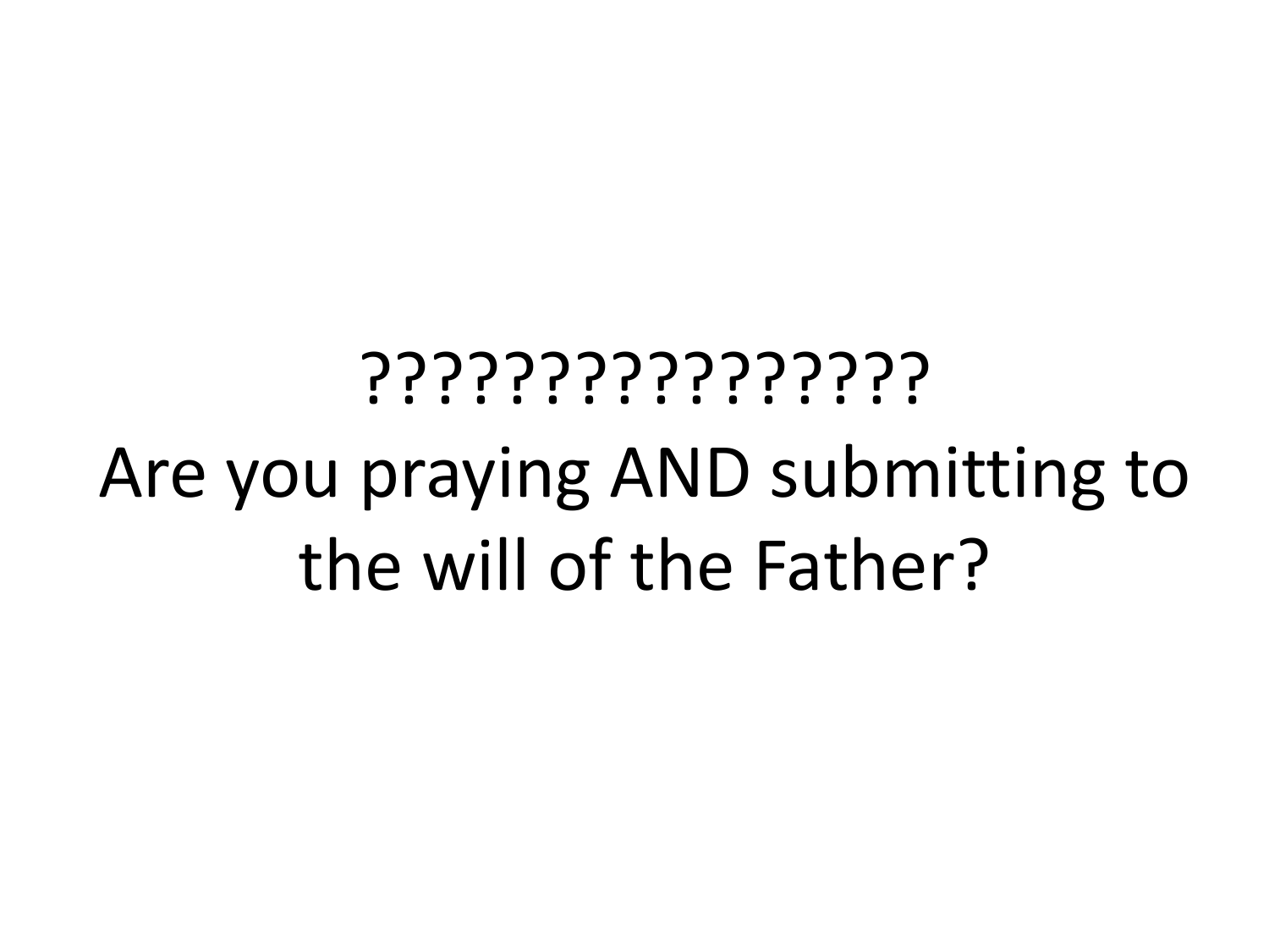??????????????????

Are you praying AND submitting to the will of the Father?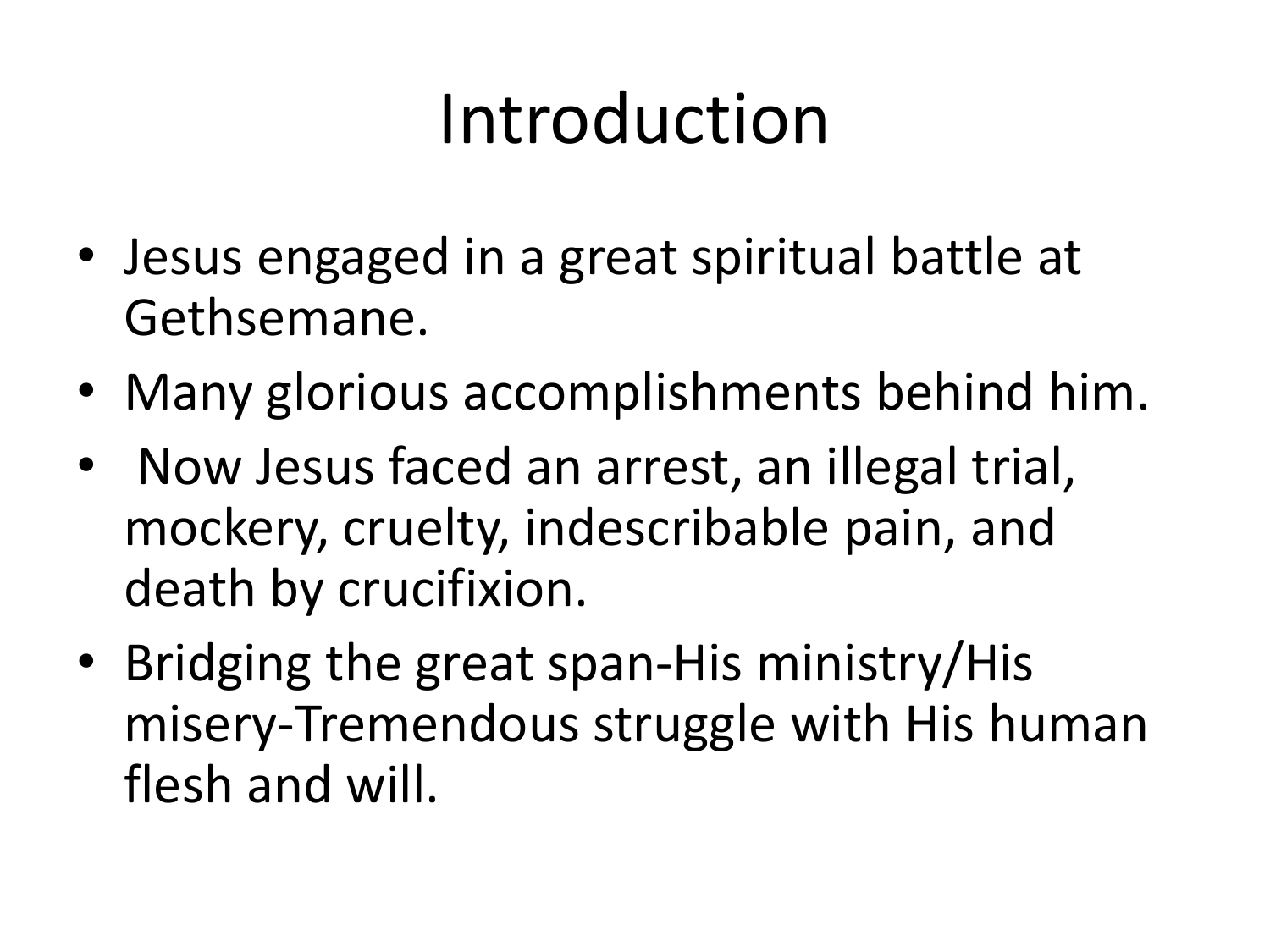# Introduction

- Jesus engaged in a great spiritual battle at Gethsemane.
- Many glorious accomplishments behind him.
- Now Jesus faced an arrest, an illegal trial, mockery, cruelty, indescribable pain, and death by crucifixion.
- Bridging the great span-His ministry/His misery-Tremendous struggle with His human flesh and will.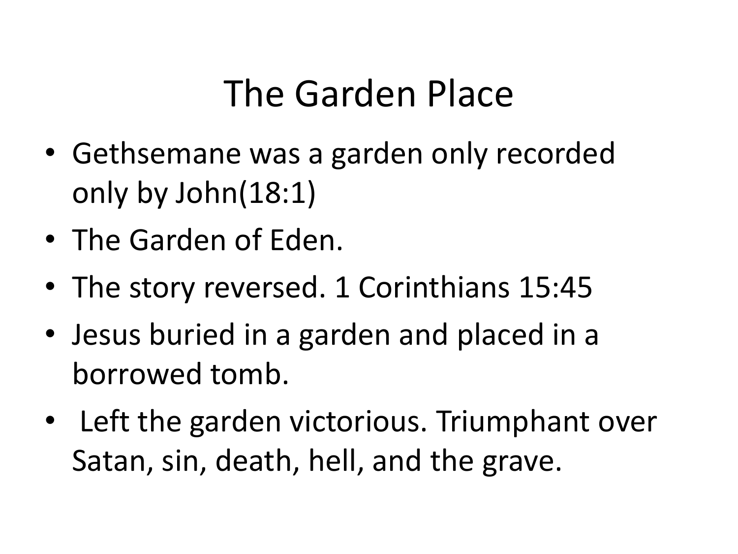# The Garden Place

- Gethsemane was a garden only recorded only by John(18:1)
- The Garden of Eden.
- The story reversed. 1 Corinthians 15:45
- Jesus buried in a garden and placed in a borrowed tomb.
- Left the garden victorious. Triumphant over Satan, sin, death, hell, and the grave.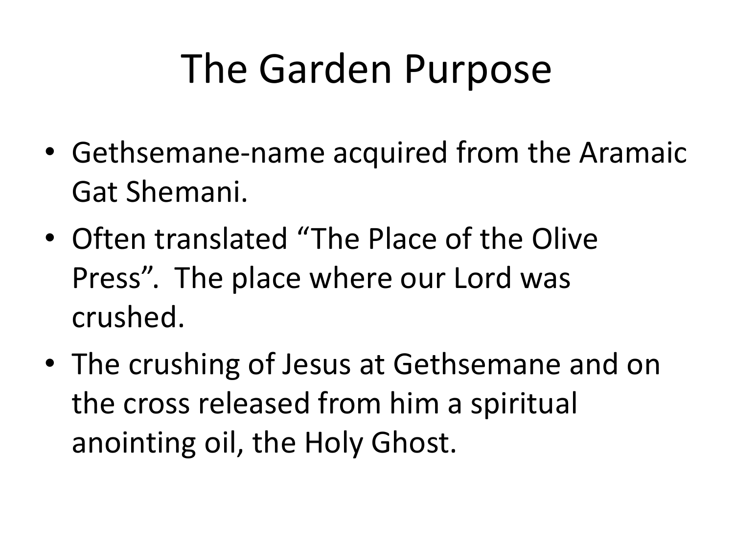# The Garden Purpose

- Gethsemane-name acquired from the Aramaic Gat Shemani.
- Often translated “The Place of the Olive Press”. The place where our Lord was crushed.
- The crushing of Jesus at Gethsemane and on the cross released from him a spiritual anointing oil, the Holy Ghost.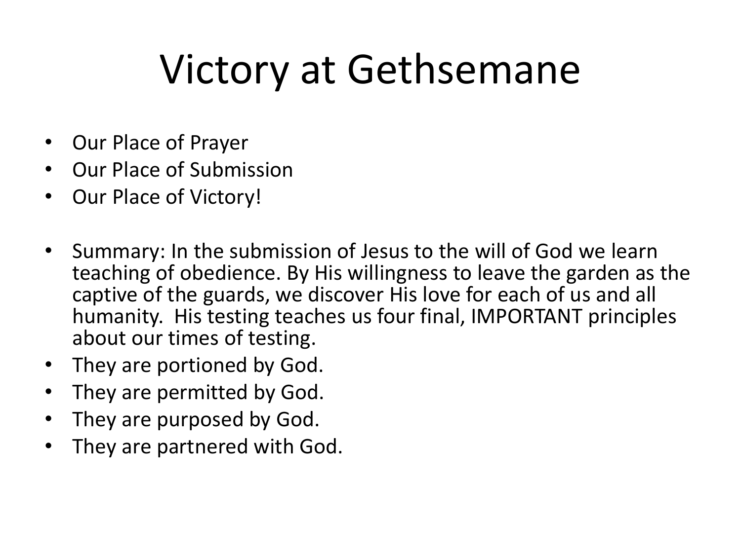# Victory at Gethsemane

- Our Place of Prayer
- Our Place of Submission
- Our Place of Victory!

- Summary: In the submission of Jesus to the will of God we learn teaching of obedience. By His willingness to leave the garden as the captive of the guards, we discover His love for each of us and all humanity. His testing teaches us four final, IMPORTANT principles about our times of testing.
- They are portioned by God.
- They are permitted by God.
- They are purposed by God.
- They are partnered with God.